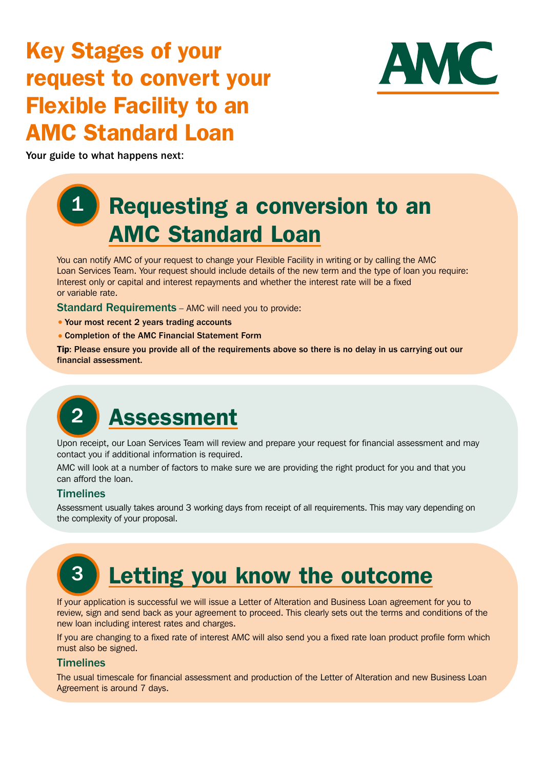# Key Stages of your request to convert your Flexible Facility to an AMC Standard Loan

AMC

Your guide to what happens next:

## 1 Requesting a conversion to an AMC Standard Loan

You can notify AMC of your request to change your Flexible Facility in writing or by calling the AMC Loan Services Team. Your request should include details of the new term and the type of loan you require: Interest only or capital and interest repayments and whether the interest rate will be a fixed or variable rate.

**Standard Requirements** – AMC will need you to provide:

- **Your most recent 2 years trading accounts**
- **Completion of the AMC Financial Statement Form**

**Tip: Please ensure you provide all of the requirements above so there is no delay in us carrying out our financial assessment.**

## 2 Assessment

Upon receipt, our Loan Services Team will review and prepare your request for financial assessment and may contact you if additional information is required.

AMC will look at a number of factors to make sure we are providing the right product for you and that you can afford the loan.

### Timelines

Assessment usually takes around 3 working days from receipt of all requirements. This may vary depending on the complexity of your proposal.

## 3 Letting you know the outcome

If your application is successful we will issue a Letter of Alteration and Business Loan agreement for you to review, sign and send back as your agreement to proceed. This clearly sets out the terms and conditions of the new loan including interest rates and charges.

If you are changing to a fixed rate of interest AMC will also send you a fixed rate loan product profile form which must also be signed.

### Timelines

The usual timescale for financial assessment and production of the Letter of Alteration and new Business Loan Agreement is around 7 days.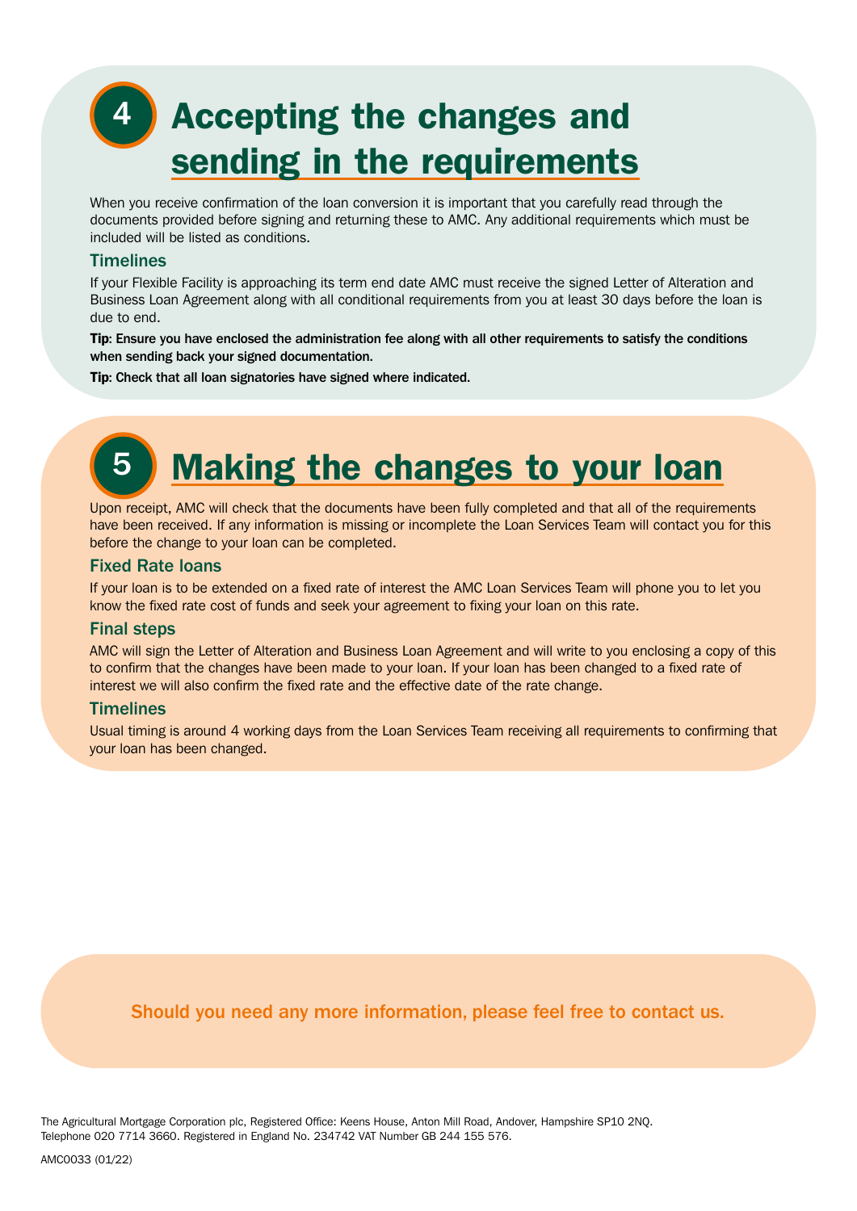## 4 Accepting the changes and sending in the requirements

When you receive confirmation of the loan conversion it is important that you carefully read through the documents provided before signing and returning these to AMC. Any additional requirements which must be included will be listed as conditions.

### Timelines

If your Flexible Facility is approaching its term end date AMC must receive the signed Letter of Alteration and Business Loan Agreement along with all conditional requirements from you at least 30 days before the loan is due to end.

**Tip: Ensure you have enclosed the administration fee along with all other requirements to satisfy the conditions when sending back your signed documentation.**

**Tip: Check that all loan signatories have signed where indicated.**

## 5 Making the changes to your loan

Upon receipt, AMC will check that the documents have been fully completed and that all of the requirements have been received. If any information is missing or incomplete the Loan Services Team will contact you for this before the change to your loan can be completed.

### Fixed Rate loans

If your loan is to be extended on a fixed rate of interest the AMC Loan Services Team will phone you to let you know the fixed rate cost of funds and seek your agreement to fixing your loan on this rate.

### Final steps

AMC will sign the Letter of Alteration and Business Loan Agreement and will write to you enclosing a copy of this to confirm that the changes have been made to your loan. If your loan has been changed to a fixed rate of interest we will also confirm the fixed rate and the effective date of the rate change.

### Timelines

Usual timing is around 4 working days from the Loan Services Team receiving all requirements to confirming that your loan has been changed.

Should you need any more information, please feel free to contact us.

The Agricultural Mortgage Corporation plc, Registered Office: Keens House, Anton Mill Road, Andover, Hampshire SP10 2NQ.
Telephone 020 7714 3660. Registered in England No. 234742 VAT Number GB 244 155 576.

AMC0033 (01/22)